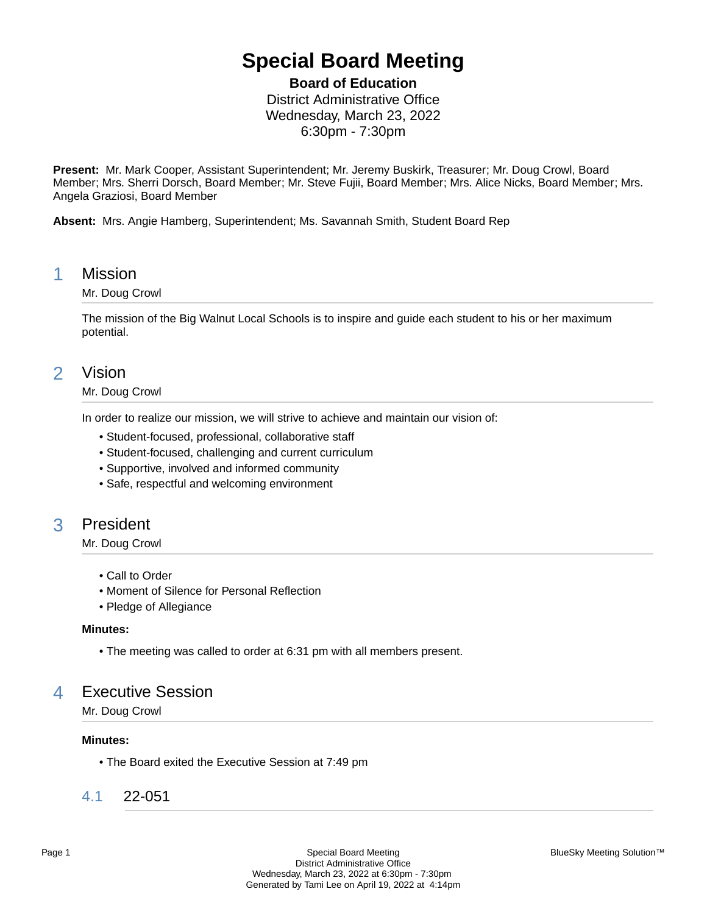# Special Board Meeting

**Board of Education**
District Administrative Office
Wednesday, March 23, 2022
6:30pm - 7:30pm

**Present:** Mr. Mark Cooper, Assistant Superintendent; Mr. Jeremy Buskirk, Treasurer; Mr. Doug Crowl, Board Member; Mrs. Sherri Dorsch, Board Member; Mr. Steve Fujii, Board Member; Mrs. Alice Nicks, Board Member; Mrs. Angela Graziosi, Board Member

**Absent:** Mrs. Angie Hamberg, Superintendent; Ms. Savannah Smith, Student Board Rep

## 1 Mission

Mr. Doug Crowl

The mission of the Big Walnut Local Schools is to inspire and guide each student to his or her maximum potential.

## 2 Vision

Mr. Doug Crowl

In order to realize our mission, we will strive to achieve and maintain our vision of:

- Student-focused, professional, collaborative staff
- Student-focused, challenging and current curriculum
- Supportive, involved and informed community
- Safe, respectful and welcoming environment

## 3 President

Mr. Doug Crowl

- Call to Order
- Moment of Silence for Personal Reflection
- Pledge of Allegiance

**Minutes:**

- The meeting was called to order at 6:31 pm with all members present.

## 4 Executive Session

Mr. Doug Crowl

**Minutes:**

- The Board exited the Executive Session at 7:49 pm

### 4.1 22-051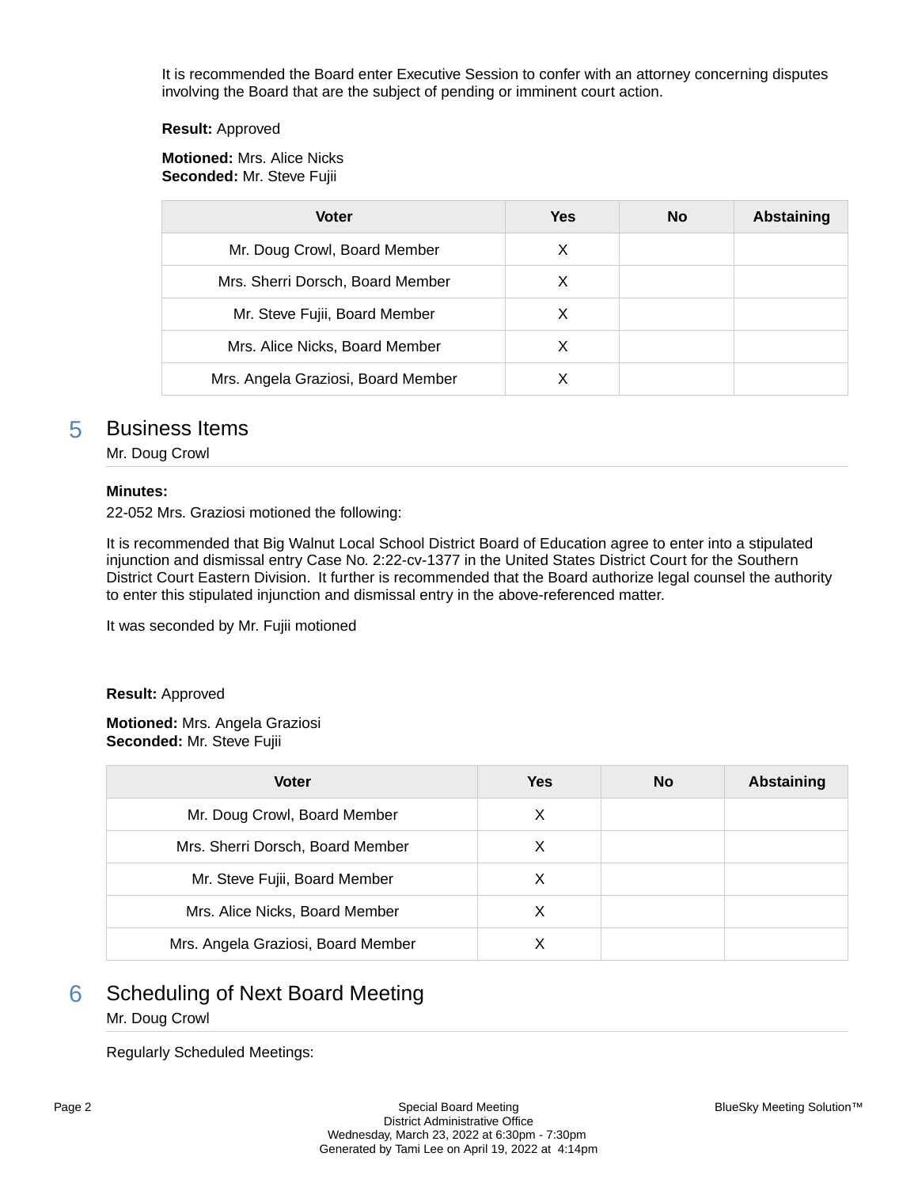It is recommended the Board enter Executive Session to confer with an attorney concerning disputes involving the Board that are the subject of pending or imminent court action.

**Result:** Approved

**Motioned:** Mrs. Alice Nicks
**Seconded:** Mr. Steve Fujii

| Voter | Yes | No | Abstaining |
|---|---|---|---|
| Mr. Doug Crowl, Board Member | X | | |
| Mrs. Sherri Dorsch, Board Member | X | | |
| Mr. Steve Fujii, Board Member | X | | |
| Mrs. Alice Nicks, Board Member | X | | |
| Mrs. Angela Graziosi, Board Member | X | | |

## 5 Business Items

Mr. Doug Crowl

**Minutes:**
22-052 Mrs. Graziosi motioned the following:

It is recommended that Big Walnut Local School District Board of Education agree to enter into a stipulated injunction and dismissal entry Case No. 2:22-cv-1377 in the United States District Court for the Southern District Court Eastern Division. It further is recommended that the Board authorize legal counsel the authority to enter this stipulated injunction and dismissal entry in the above-referenced matter.

It was seconded by Mr. Fujii motioned

**Result:** Approved

**Motioned:** Mrs. Angela Graziosi
**Seconded:** Mr. Steve Fujii

| Voter | Yes | No | Abstaining |
|---|---|---|---|
| Mr. Doug Crowl, Board Member | X | | |
| Mrs. Sherri Dorsch, Board Member | X | | |
| Mr. Steve Fujii, Board Member | X | | |
| Mrs. Alice Nicks, Board Member | X | | |
| Mrs. Angela Graziosi, Board Member | X | | |

## 6 Scheduling of Next Board Meeting

Mr. Doug Crowl

Regularly Scheduled Meetings: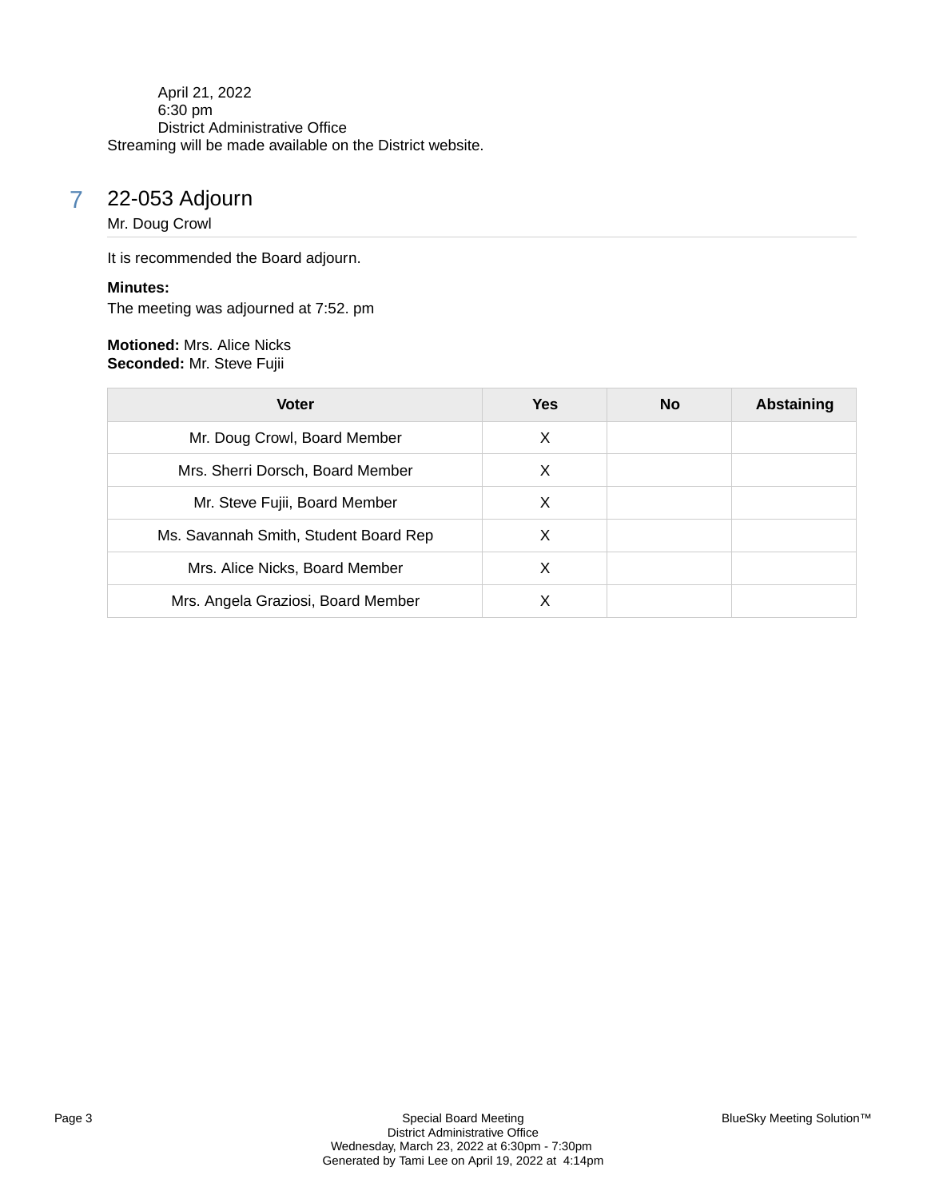April 21, 2022
6:30 pm
District Administrative Office
Streaming will be made available on the District website.

## 7 22-053 Adjourn

Mr. Doug Crowl

It is recommended the Board adjourn.

**Minutes:**
The meeting was adjourned at 7:52. pm

**Motioned:** Mrs. Alice Nicks
**Seconded:** Mr. Steve Fujii

| Voter | Yes | No | Abstaining |
|---|---|---|---|
| Mr. Doug Crowl, Board Member | X | | |
| Mrs. Sherri Dorsch, Board Member | X | | |
| Mr. Steve Fujii, Board Member | X | | |
| Ms. Savannah Smith, Student Board Rep | X | | |
| Mrs. Alice Nicks, Board Member | X | | |
| Mrs. Angela Graziosi, Board Member | X | | |